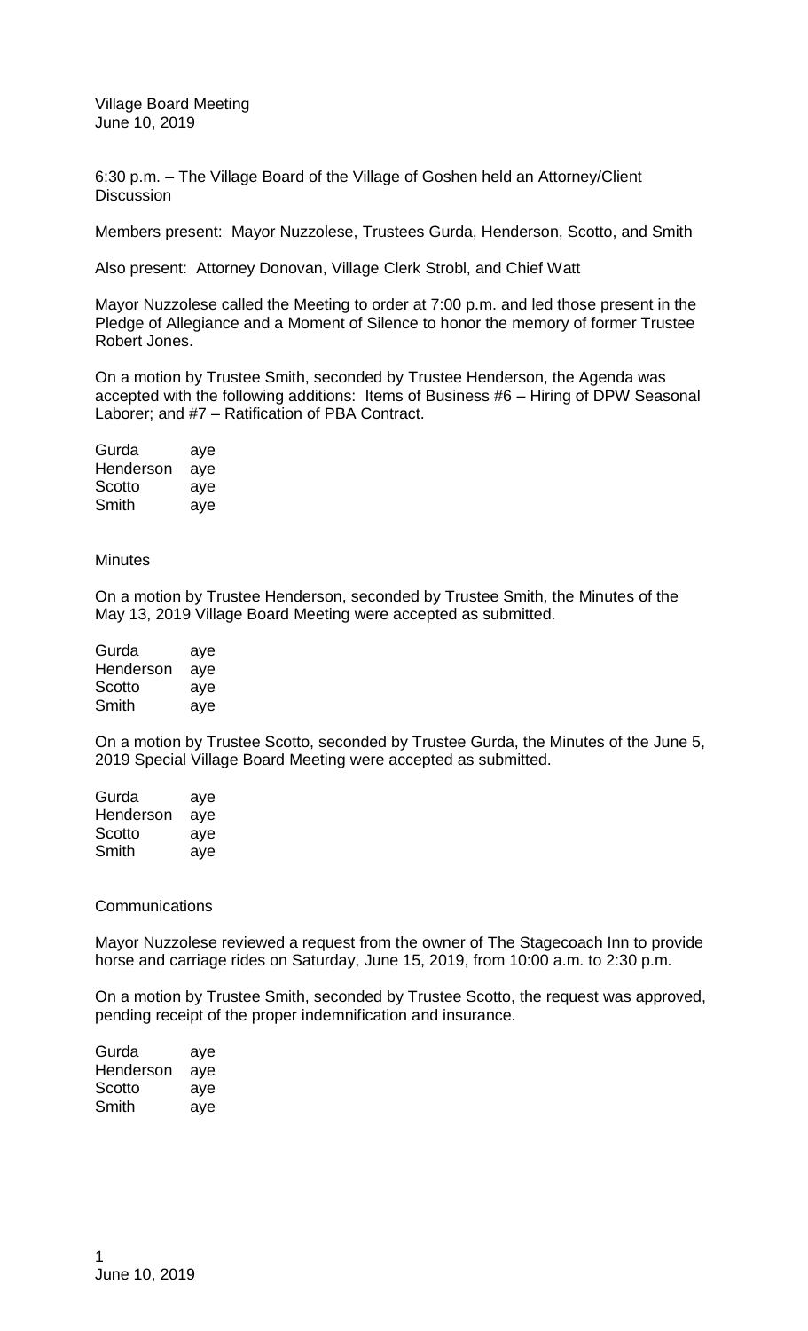Village Board Meeting
June 10, 2019

6:30 p.m. – The Village Board of the Village of Goshen held an Attorney/Client Discussion

Members present: Mayor Nuzzolese, Trustees Gurda, Henderson, Scotto, and Smith

Also present: Attorney Donovan, Village Clerk Strobl, and Chief Watt

Mayor Nuzzolese called the Meeting to order at 7:00 p.m. and led those present in the Pledge of Allegiance and a Moment of Silence to honor the memory of former Trustee Robert Jones.

On a motion by Trustee Smith, seconded by Trustee Henderson, the Agenda was accepted with the following additions: Items of Business #6 – Hiring of DPW Seasonal Laborer; and #7 – Ratification of PBA Contract.

| | |
|---|---|
| Gurda | aye |
| Henderson | aye |
| Scotto | aye |
| Smith | aye |

Minutes

On a motion by Trustee Henderson, seconded by Trustee Smith, the Minutes of the May 13, 2019 Village Board Meeting were accepted as submitted.

| | |
|---|---|
| Gurda | aye |
| Henderson | aye |
| Scotto | aye |
| Smith | aye |

On a motion by Trustee Scotto, seconded by Trustee Gurda, the Minutes of the June 5, 2019 Special Village Board Meeting were accepted as submitted.

| | |
|---|---|
| Gurda | aye |
| Henderson | aye |
| Scotto | aye |
| Smith | aye |

Communications

Mayor Nuzzolese reviewed a request from the owner of The Stagecoach Inn to provide horse and carriage rides on Saturday, June 15, 2019, from 10:00 a.m. to 2:30 p.m.

On a motion by Trustee Smith, seconded by Trustee Scotto, the request was approved, pending receipt of the proper indemnification and insurance.

| | |
|---|---|
| Gurda | aye |
| Henderson | aye |
| Scotto | aye |
| Smith | aye |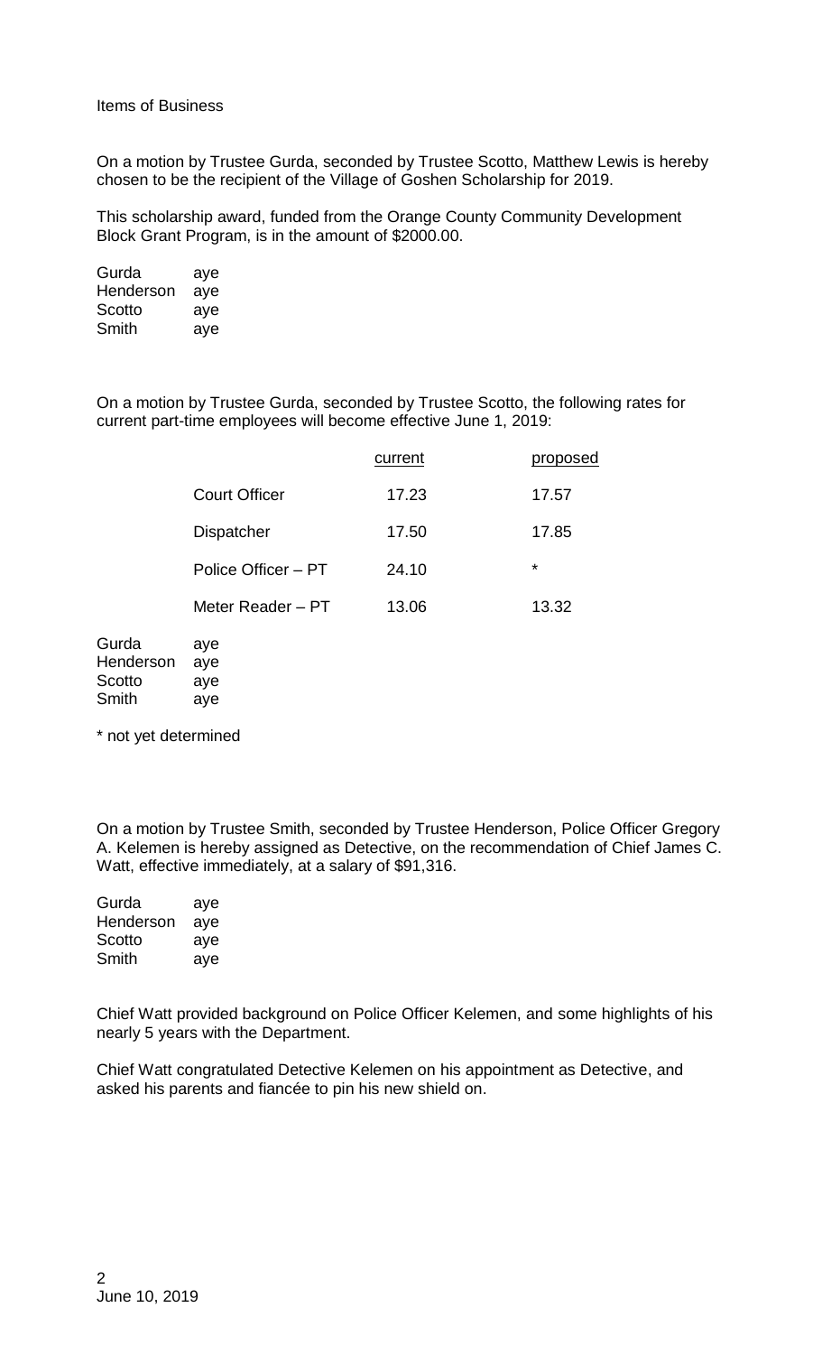Items of Business

On a motion by Trustee Gurda, seconded by Trustee Scotto, Matthew Lewis is hereby chosen to be the recipient of the Village of Goshen Scholarship for 2019.

This scholarship award, funded from the Orange County Community Development Block Grant Program, is in the amount of $2000.00.

Gurda aye
Henderson aye
Scotto aye
Smith aye

On a motion by Trustee Gurda, seconded by Trustee Scotto, the following rates for current part-time employees will become effective June 1, 2019:

| | current | proposed |
|---|---|---|
| Court Officer | 17.23 | 17.57 |
| Dispatcher | 17.50 | 17.85 |
| Police Officer – PT | 24.10 | * |
| Meter Reader – PT | 13.06 | 13.32 |

Gurda aye
Henderson aye
Scotto aye
Smith aye

\* not yet determined

On a motion by Trustee Smith, seconded by Trustee Henderson, Police Officer Gregory A. Kelemen is hereby assigned as Detective, on the recommendation of Chief James C. Watt, effective immediately, at a salary of $91,316.

Gurda aye
Henderson aye
Scotto aye
Smith aye

Chief Watt provided background on Police Officer Kelemen, and some highlights of his nearly 5 years with the Department.

Chief Watt congratulated Detective Kelemen on his appointment as Detective, and asked his parents and fiancée to pin his new shield on.

June 10, 2019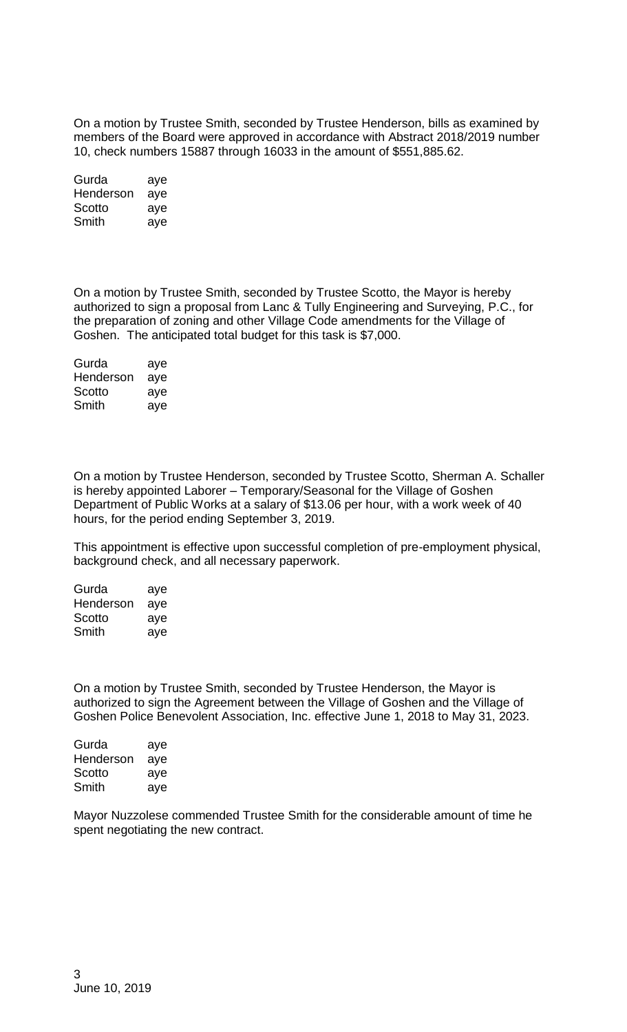On a motion by Trustee Smith, seconded by Trustee Henderson, bills as examined by members of the Board were approved in accordance with Abstract 2018/2019 number 10, check numbers 15887 through 16033 in the amount of $551,885.62.

| | |
|---|---|
| Gurda | aye |
| Henderson | aye |
| Scotto | aye |
| Smith | aye |

On a motion by Trustee Smith, seconded by Trustee Scotto, the Mayor is hereby authorized to sign a proposal from Lanc & Tully Engineering and Surveying, P.C., for the preparation of zoning and other Village Code amendments for the Village of Goshen. The anticipated total budget for this task is $7,000.

| | |
|---|---|
| Gurda | aye |
| Henderson | aye |
| Scotto | aye |
| Smith | aye |

On a motion by Trustee Henderson, seconded by Trustee Scotto, Sherman A. Schaller is hereby appointed Laborer – Temporary/Seasonal for the Village of Goshen Department of Public Works at a salary of $13.06 per hour, with a work week of 40 hours, for the period ending September 3, 2019.

This appointment is effective upon successful completion of pre-employment physical, background check, and all necessary paperwork.

| | |
|---|---|
| Gurda | aye |
| Henderson | aye |
| Scotto | aye |
| Smith | aye |

On a motion by Trustee Smith, seconded by Trustee Henderson, the Mayor is authorized to sign the Agreement between the Village of Goshen and the Village of Goshen Police Benevolent Association, Inc. effective June 1, 2018 to May 31, 2023.

| | |
|---|---|
| Gurda | aye |
| Henderson | aye |
| Scotto | aye |
| Smith | aye |

Mayor Nuzzolese commended Trustee Smith for the considerable amount of time he spent negotiating the new contract.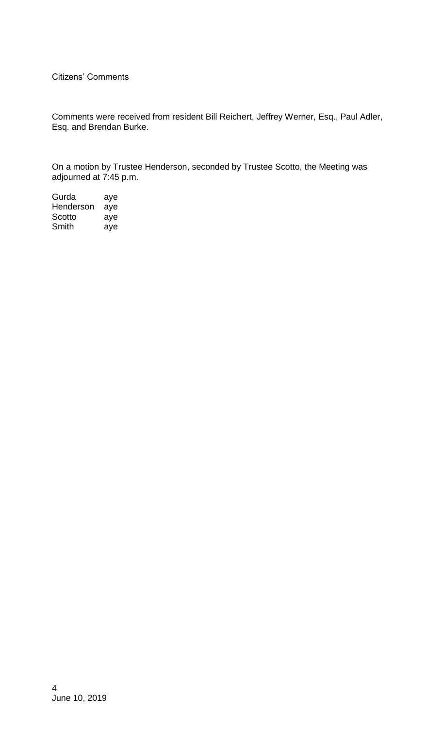Citizens' Comments

Comments were received from resident Bill Reichert, Jeffrey Werner, Esq., Paul Adler, Esq. and Brendan Burke.

On a motion by Trustee Henderson, seconded by Trustee Scotto, the Meeting was adjourned at 7:45 p.m.

| | |
|---|---|
| Gurda | aye |
| Henderson | aye |
| Scotto | aye |
| Smith | aye |

June 10, 2019